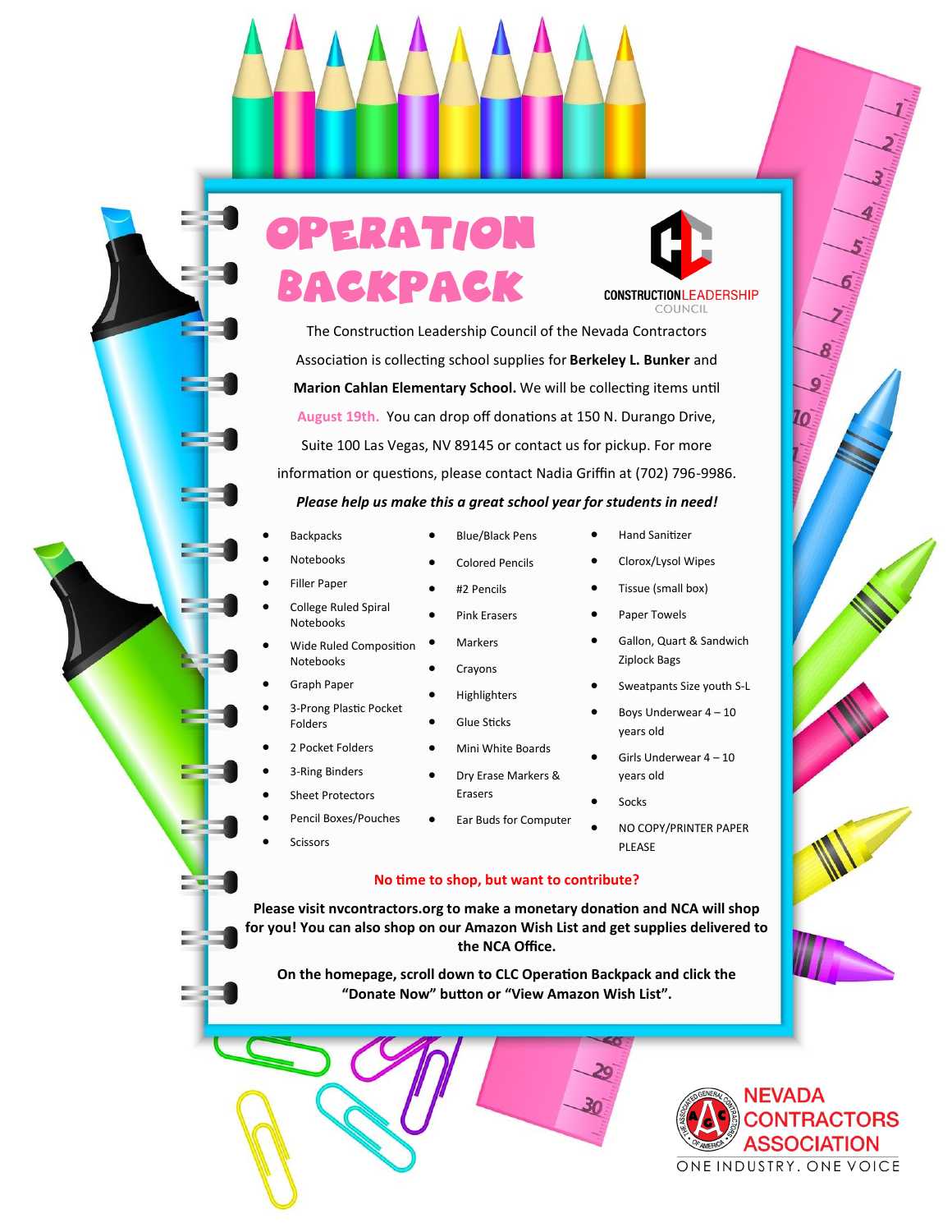# OPERATION BACKPACK

CONSTRUCTION LEADERSHIP COUNCIL

The Construction Leadership Council of the Nevada Contractors Association is collecting school supplies for **Berkeley L. Bunker** and **Marion Cahlan Elementary School.** We will be collecting items until August 19th. You can drop off donations at 150 N. Durango Drive, Suite 100 Las Vegas, NV 89145 or contact us for pickup. For more information or questions, please contact Nadia Griffin at (702) 796-9986.

***Please help us make this a great school year for students in need!***

- Backpacks
- Notebooks
- Filler Paper
- College Ruled Spiral Notebooks
- Wide Ruled Composition Notebooks
- Graph Paper
- 3-Prong Plastic Pocket Folders
- 2 Pocket Folders
- 3-Ring Binders
- Sheet Protectors
- Pencil Boxes/Pouches
- Scissors
- Blue/Black Pens
- Colored Pencils
- #2 Pencils
- Pink Erasers
- Markers
- Crayons
- Highlighters
- Glue Sticks
- Mini White Boards
- Dry Erase Markers & Erasers
- Ear Buds for Computer
- Hand Sanitizer
- Clorox/Lysol Wipes
- Tissue (small box)
- Paper Towels
- Gallon, Quart & Sandwich Ziplock Bags
- Sweatpants Size youth S-L
- Boys Underwear 4 – 10 years old
- Girls Underwear 4 – 10 years old
- Socks
- NO COPY/PRINTER PAPER PLEASE

**No time to shop, but want to contribute?**

**Please visit nvcontractors.org to make a monetary donation and NCA will shop for you! You can also shop on our Amazon Wish List and get supplies delivered to the NCA Office.**

**On the homepage, scroll down to CLC Operation Backpack and click the "Donate Now" button or "View Amazon Wish List".**

NEVADA CONTRACTORS ASSOCIATION

ONE INDUSTRY. ONE VOICE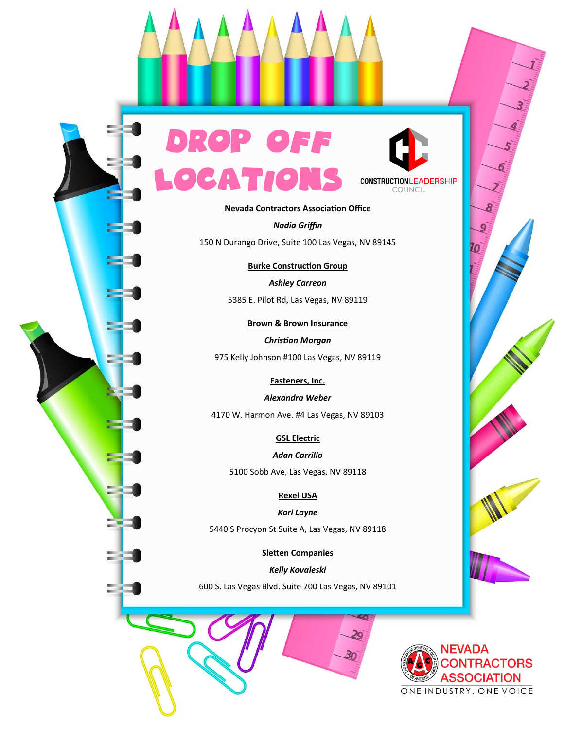# DROP OFF LOCATIONS

CONSTRUCTION LEADERSHIP COUNCIL

**Nevada Contractors Association Office**

***Nadia Griffin***

150 N Durango Drive, Suite 100 Las Vegas, NV 89145

**Burke Construction Group**

***Ashley Carreon***

5385 E. Pilot Rd, Las Vegas, NV 89119

**Brown & Brown Insurance**

***Christian Morgan***

975 Kelly Johnson #100 Las Vegas, NV 89119

**Fasteners, Inc.**

***Alexandra Weber***

4170 W. Harmon Ave. #4 Las Vegas, NV 89103

**GSL Electric**

***Adan Carrillo***

5100 Sobb Ave, Las Vegas, NV 89118

**Rexel USA**

***Kari Layne***

5440 S Procyon St Suite A, Las Vegas, NV 89118

**Sletten Companies**

***Kelly Kovaleski***

600 S. Las Vegas Blvd. Suite 700 Las Vegas, NV 89101

NEVADA CONTRACTORS ASSOCIATION

ONE INDUSTRY. ONE VOICE